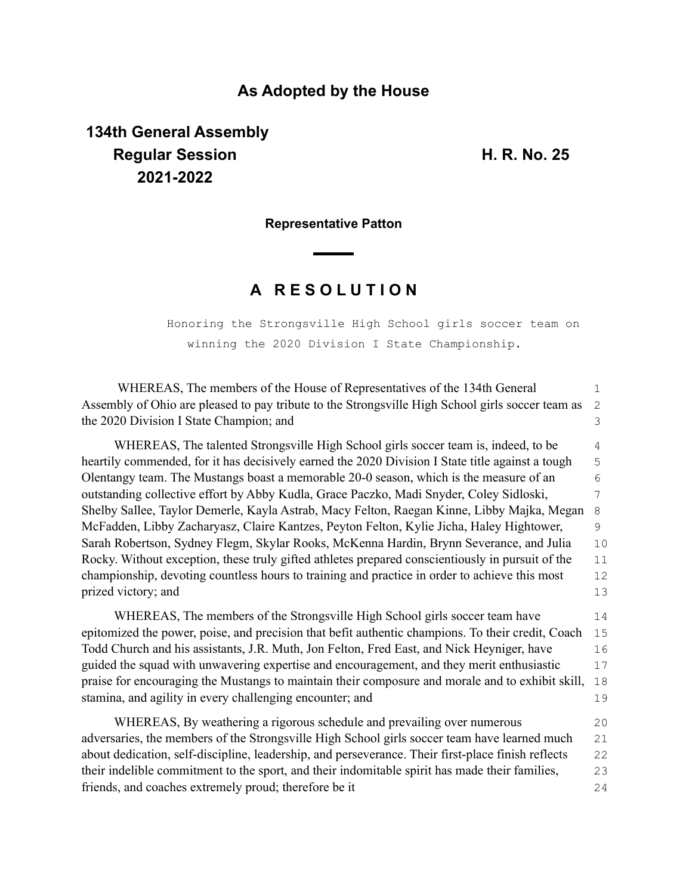# As Adopted by the House

**134th General Assembly**
**Regular Session** **H. R. No. 25**
**2021-2022**

**Representative Patton**

## A RESOLUTION

Honoring the Strongsville High School girls soccer team on winning the 2020 Division I State Championship.

WHEREAS, The members of the House of Representatives of the 134th General Assembly of Ohio are pleased to pay tribute to the Strongsville High School girls soccer team as the 2020 Division I State Champion; and

WHEREAS, The talented Strongsville High School girls soccer team is, indeed, to be heartily commended, for it has decisively earned the 2020 Division I State title against a tough Olentangy team. The Mustangs boast a memorable 20-0 season, which is the measure of an outstanding collective effort by Abby Kudla, Grace Paczko, Madi Snyder, Coley Sidloski, Shelby Sallee, Taylor Demerle, Kayla Astrab, Macy Felton, Raegan Kinne, Libby Majka, Megan McFadden, Libby Zacharyasz, Claire Kantzes, Peyton Felton, Kylie Jicha, Haley Hightower, Sarah Robertson, Sydney Flegm, Skylar Rooks, McKenna Hardin, Brynn Severance, and Julia Rocky. Without exception, these truly gifted athletes prepared conscientiously in pursuit of the championship, devoting countless hours to training and practice in order to achieve this most prized victory; and

WHEREAS, The members of the Strongsville High School girls soccer team have epitomized the power, poise, and precision that befit authentic champions. To their credit, Coach Todd Church and his assistants, J.R. Muth, Jon Felton, Fred East, and Nick Heyniger, have guided the squad with unwavering expertise and encouragement, and they merit enthusiastic praise for encouraging the Mustangs to maintain their composure and morale and to exhibit skill, stamina, and agility in every challenging encounter; and

WHEREAS, By weathering a rigorous schedule and prevailing over numerous adversaries, the members of the Strongsville High School girls soccer team have learned much about dedication, self-discipline, leadership, and perseverance. Their first-place finish reflects their indelible commitment to the sport, and their indomitable spirit has made their families, friends, and coaches extremely proud; therefore be it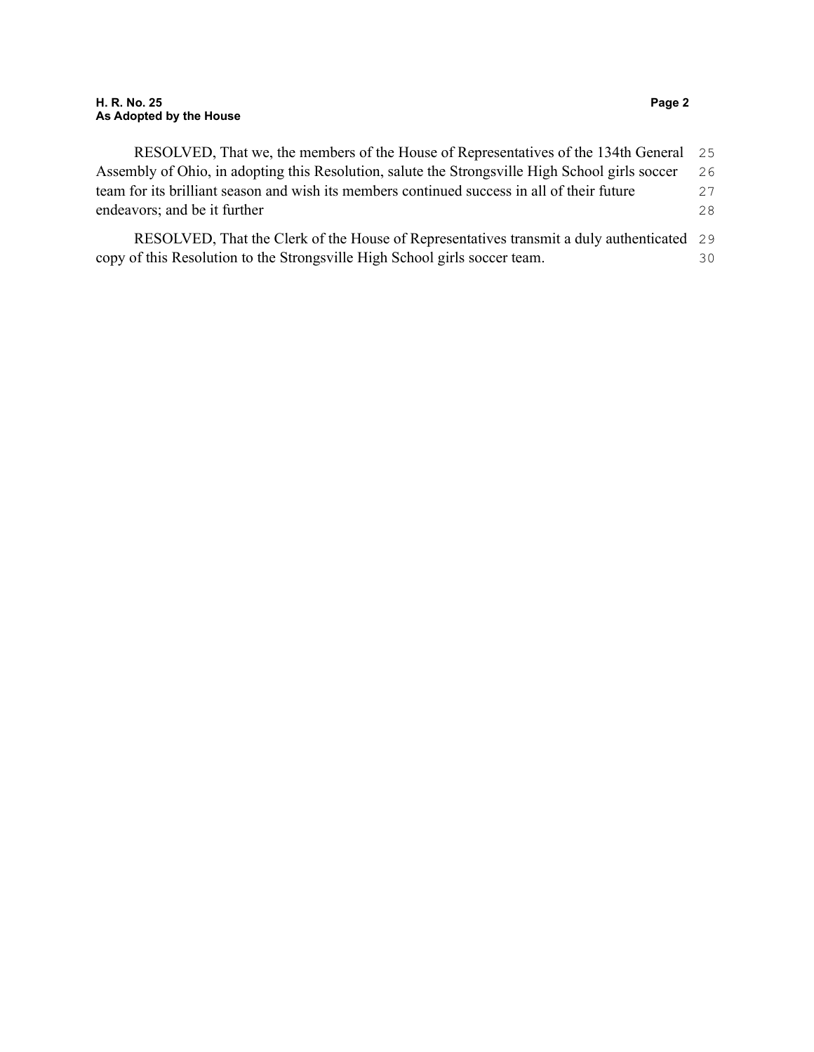RESOLVED, That we, the members of the House of Representatives of the 134th General Assembly of Ohio, in adopting this Resolution, salute the Strongsville High School girls soccer team for its brilliant season and wish its members continued success in all of their future endeavors; and be it further

RESOLVED, That the Clerk of the House of Representatives transmit a duly authenticated copy of this Resolution to the Strongsville High School girls soccer team.